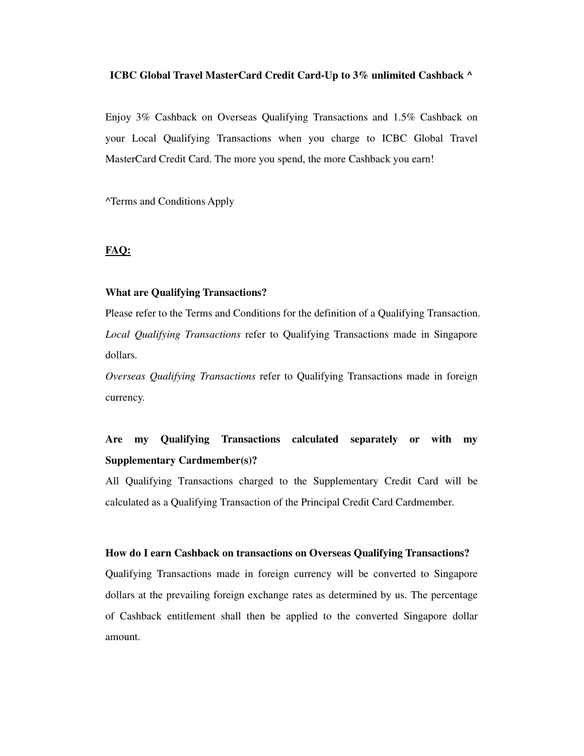# ICBC Global Travel MasterCard Credit Card-Up to 3% unlimited Cashback ^

Enjoy 3% Cashback on Overseas Qualifying Transactions and 1.5% Cashback on your Local Qualifying Transactions when you charge to ICBC Global Travel MasterCard Credit Card. The more you spend, the more Cashback you earn!

^Terms and Conditions Apply

## FAQ:

**What are Qualifying Transactions?**

Please refer to the Terms and Conditions for the definition of a Qualifying Transaction.
*Local Qualifying Transactions* refer to Qualifying Transactions made in Singapore dollars.
*Overseas Qualifying Transactions* refer to Qualifying Transactions made in foreign currency.

**Are my Qualifying Transactions calculated separately or with my Supplementary Cardmember(s)?**

All Qualifying Transactions charged to the Supplementary Credit Card will be calculated as a Qualifying Transaction of the Principal Credit Card Cardmember.

**How do I earn Cashback on transactions on Overseas Qualifying Transactions?**

Qualifying Transactions made in foreign currency will be converted to Singapore dollars at the prevailing foreign exchange rates as determined by us. The percentage of Cashback entitlement shall then be applied to the converted Singapore dollar amount.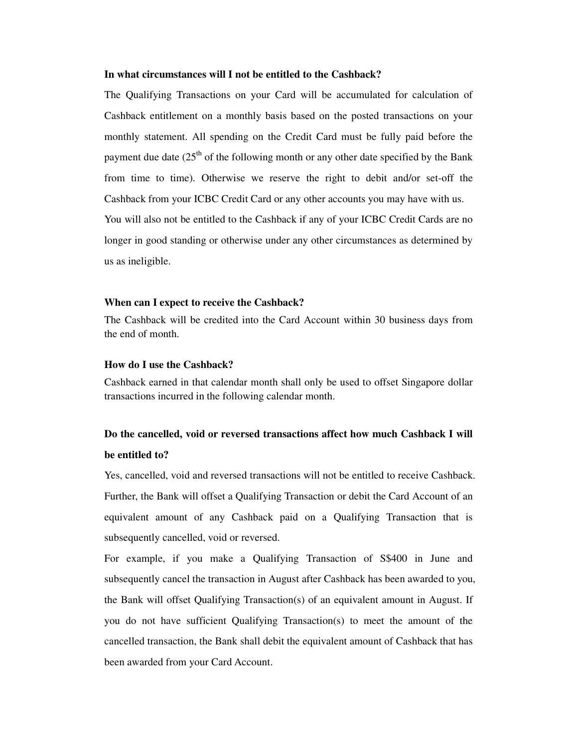**In what circumstances will I not be entitled to the Cashback?**

The Qualifying Transactions on your Card will be accumulated for calculation of Cashback entitlement on a monthly basis based on the posted transactions on your monthly statement. All spending on the Credit Card must be fully paid before the payment due date (25th of the following month or any other date specified by the Bank from time to time). Otherwise we reserve the right to debit and/or set-off the Cashback from your ICBC Credit Card or any other accounts you may have with us.

You will also not be entitled to the Cashback if any of your ICBC Credit Cards are no longer in good standing or otherwise under any other circumstances as determined by us as ineligible.

**When can I expect to receive the Cashback?**

The Cashback will be credited into the Card Account within 30 business days from the end of month.

**How do I use the Cashback?**

Cashback earned in that calendar month shall only be used to offset Singapore dollar transactions incurred in the following calendar month.

**Do the cancelled, void or reversed transactions affect how much Cashback I will be entitled to?**

Yes, cancelled, void and reversed transactions will not be entitled to receive Cashback. Further, the Bank will offset a Qualifying Transaction or debit the Card Account of an equivalent amount of any Cashback paid on a Qualifying Transaction that is subsequently cancelled, void or reversed.

For example, if you make a Qualifying Transaction of S$400 in June and subsequently cancel the transaction in August after Cashback has been awarded to you, the Bank will offset Qualifying Transaction(s) of an equivalent amount in August. If you do not have sufficient Qualifying Transaction(s) to meet the amount of the cancelled transaction, the Bank shall debit the equivalent amount of Cashback that has been awarded from your Card Account.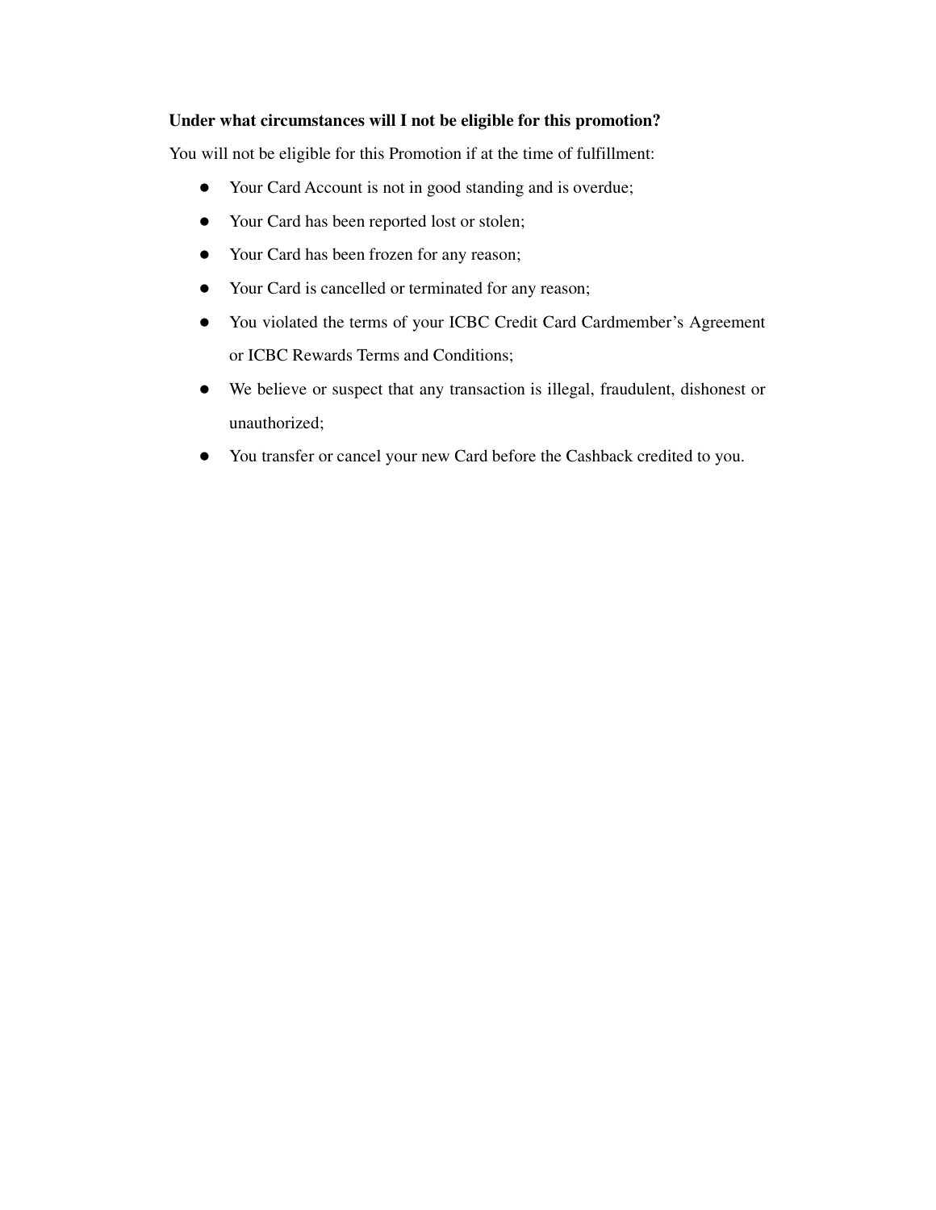**Under what circumstances will I not be eligible for this promotion?**

You will not be eligible for this Promotion if at the time of fulfillment:

- Your Card Account is not in good standing and is overdue;
- Your Card has been reported lost or stolen;
- Your Card has been frozen for any reason;
- Your Card is cancelled or terminated for any reason;
- You violated the terms of your ICBC Credit Card Cardmember's Agreement or ICBC Rewards Terms and Conditions;
- We believe or suspect that any transaction is illegal, fraudulent, dishonest or unauthorized;
- You transfer or cancel your new Card before the Cashback credited to you.